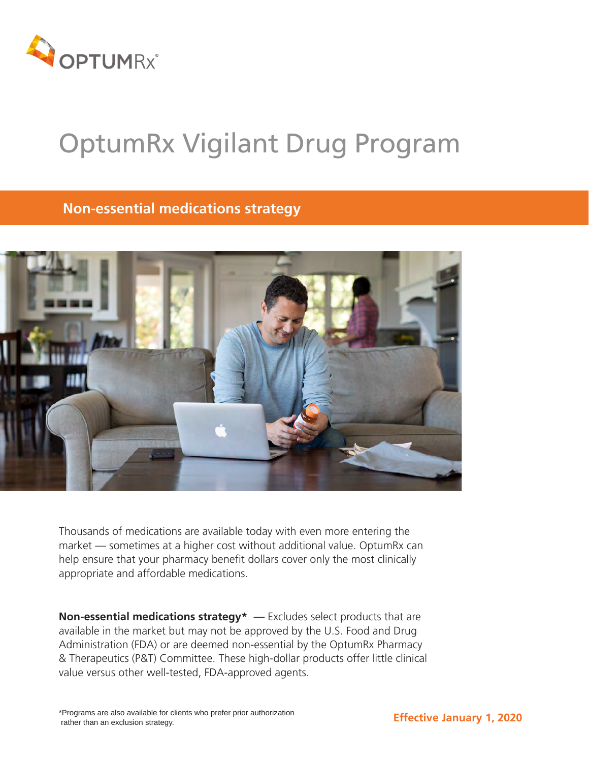OPTUMRx®

# OptumRx Vigilant Drug Program

## Non-essential medications strategy

Thousands of medications are available today with even more entering the market — sometimes at a higher cost without additional value. OptumRx can help ensure that your pharmacy benefit dollars cover only the most clinically appropriate and affordable medications.

**Non-essential medications strategy*** — Excludes select products that are available in the market but may not be approved by the U.S. Food and Drug Administration (FDA) or are deemed non-essential by the OptumRx Pharmacy & Therapeutics (P&T) Committee. These high-dollar products offer little clinical value versus other well-tested, FDA-approved agents.

*Programs are also available for clients who prefer prior authorization rather than an exclusion strategy.

**Effective January 1, 2020**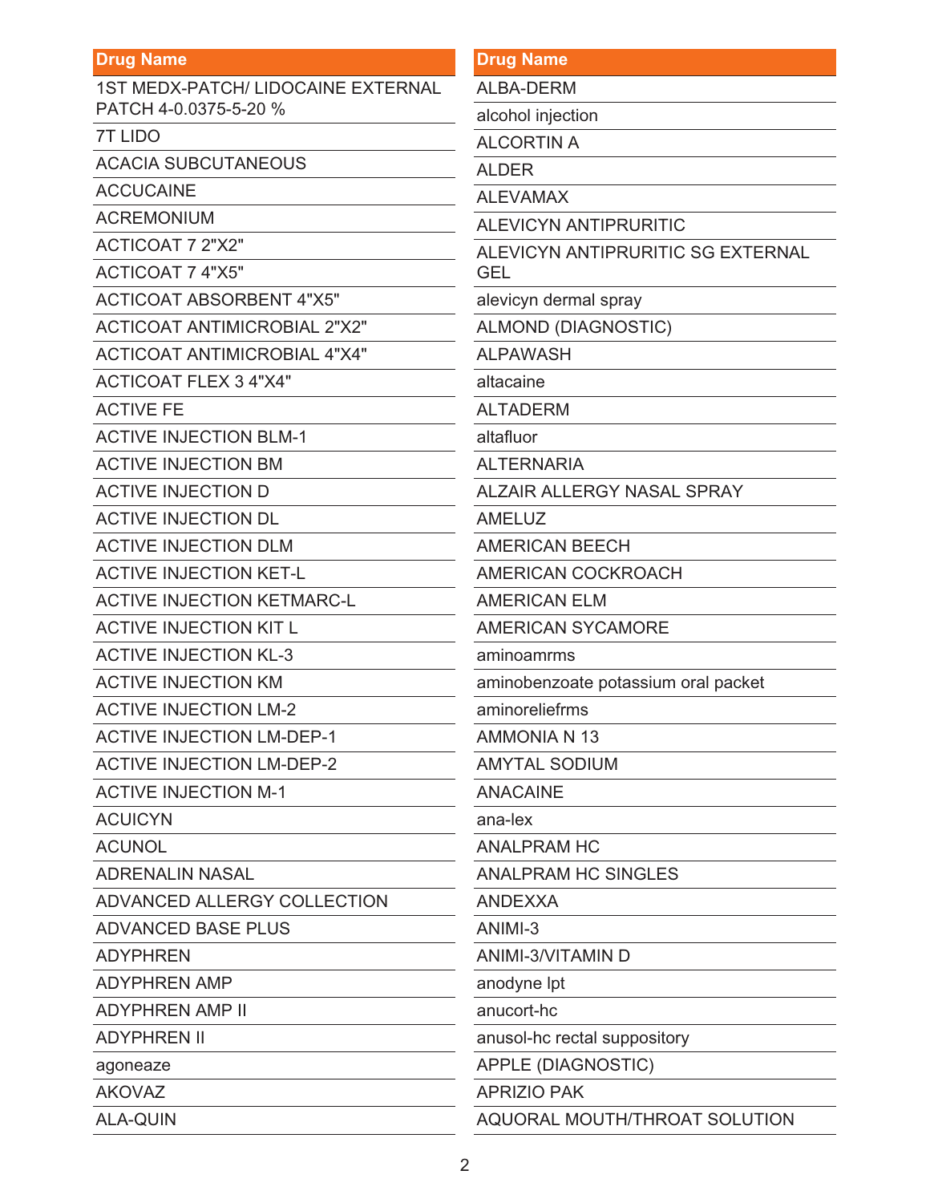| Drug Name |
| --- |
| 1ST MEDX-PATCH/ LIDOCAINE EXTERNAL PATCH 4-0.0375-5-20 % |
| 7T LIDO |
| ACACIA SUBCUTANEOUS |
| ACCUCAINE |
| ACREMONIUM |
| ACTICOAT 7 2"X2" |
| ACTICOAT 7 4"X5" |
| ACTICOAT ABSORBENT 4"X5" |
| ACTICOAT ANTIMICROBIAL 2"X2" |
| ACTICOAT ANTIMICROBIAL 4"X4" |
| ACTICOAT FLEX 3 4"X4" |
| ACTIVE FE |
| ACTIVE INJECTION BLM-1 |
| ACTIVE INJECTION BM |
| ACTIVE INJECTION D |
| ACTIVE INJECTION DL |
| ACTIVE INJECTION DLM |
| ACTIVE INJECTION KET-L |
| ACTIVE INJECTION KETMARC-L |
| ACTIVE INJECTION KIT L |
| ACTIVE INJECTION KL-3 |
| ACTIVE INJECTION KM |
| ACTIVE INJECTION LM-2 |
| ACTIVE INJECTION LM-DEP-1 |
| ACTIVE INJECTION LM-DEP-2 |
| ACTIVE INJECTION M-1 |
| ACUICYN |
| ACUNOL |
| ADRENALIN NASAL |
| ADVANCED ALLERGY COLLECTION |
| ADVANCED BASE PLUS |
| ADYPHREN |
| ADYPHREN AMP |
| ADYPHREN AMP II |
| ADYPHREN II |
| agoneaze |
| AKOVAZ |
| ALA-QUIN |

| Drug Name |
| --- |
| ALBA-DERM |
| alcohol injection |
| ALCORTIN A |
| ALDER |
| ALEVAMAX |
| ALEVICYN ANTIPRURITIC |
| ALEVICYN ANTIPRURITIC SG EXTERNAL GEL |
| alevicyn dermal spray |
| ALMOND (DIAGNOSTIC) |
| ALPAWASH |
| altacaine |
| ALTADERM |
| altafluor |
| ALTERNARIA |
| ALZAIR ALLERGY NASAL SPRAY |
| AMELUZ |
| AMERICAN BEECH |
| AMERICAN COCKROACH |
| AMERICAN ELM |
| AMERICAN SYCAMORE |
| aminoamrms |
| aminobenzoate potassium oral packet |
| aminoreliefrms |
| AMMONIA N 13 |
| AMYTAL SODIUM |
| ANACAINE |
| ana-lex |
| ANALPRAM HC |
| ANALPRAM HC SINGLES |
| ANDEXXA |
| ANIMI-3 |
| ANIMI-3/VITAMIN D |
| anodyne lpt |
| anucort-hc |
| anusol-hc rectal suppository |
| APPLE (DIAGNOSTIC) |
| APRIZIO PAK |
| AQUORAL MOUTH/THROAT SOLUTION |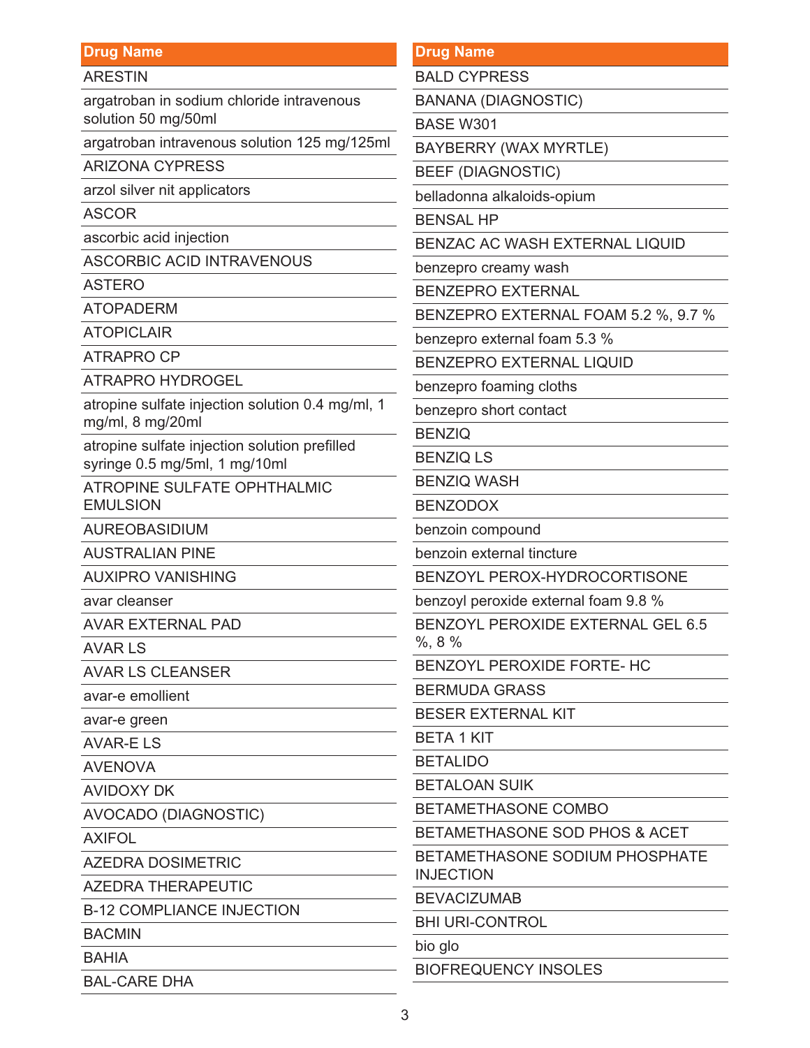| Drug Name |
| --- |
| ARESTIN |
| argatroban in sodium chloride intravenous solution 50 mg/50ml |
| argatroban intravenous solution 125 mg/125ml |
| ARIZONA CYPRESS |
| arzol silver nit applicators |
| ASCOR |
| ascorbic acid injection |
| ASCORBIC ACID INTRAVENOUS |
| ASTERO |
| ATOPADERM |
| ATOPICLAIR |
| ATRAPRO CP |
| ATRAPRO HYDROGEL |
| atropine sulfate injection solution 0.4 mg/ml, 1 mg/ml, 8 mg/20ml |
| atropine sulfate injection solution prefilled syringe 0.5 mg/5ml, 1 mg/10ml |
| ATROPINE SULFATE OPHTHALMIC EMULSION |
| AUREOBASIDIUM |
| AUSTRALIAN PINE |
| AUXIPRO VANISHING |
| avar cleanser |
| AVAR EXTERNAL PAD |
| AVAR LS |
| AVAR LS CLEANSER |
| avar-e emollient |
| avar-e green |
| AVAR-E LS |
| AVENOVA |
| AVIDOXY DK |
| AVOCADO (DIAGNOSTIC) |
| AXIFOL |
| AZEDRA DOSIMETRIC |
| AZEDRA THERAPEUTIC |
| B-12 COMPLIANCE INJECTION |
| BACMIN |
| BAHIA |
| BAL-CARE DHA |

| Drug Name |
| --- |
| BALD CYPRESS |
| BANANA (DIAGNOSTIC) |
| BASE W301 |
| BAYBERRY (WAX MYRTLE) |
| BEEF (DIAGNOSTIC) |
| belladonna alkaloids-opium |
| BENSAL HP |
| BENZAC AC WASH EXTERNAL LIQUID |
| benzepro creamy wash |
| BENZEPRO EXTERNAL |
| BENZEPRO EXTERNAL FOAM 5.2 %, 9.7 % |
| benzepro external foam 5.3 % |
| BENZEPRO EXTERNAL LIQUID |
| benzepro foaming cloths |
| benzepro short contact |
| BENZIQ |
| BENZIQ LS |
| BENZIQ WASH |
| BENZODOX |
| benzoin compound |
| benzoin external tincture |
| BENZOYL PEROX-HYDROCORTISONE |
| benzoyl peroxide external foam 9.8 % |
| BENZOYL PEROXIDE EXTERNAL GEL 6.5 %, 8 % |
| BENZOYL PEROXIDE FORTE- HC |
| BERMUDA GRASS |
| BESER EXTERNAL KIT |
| BETA 1 KIT |
| BETALIDO |
| BETALOAN SUIK |
| BETAMETHASONE COMBO |
| BETAMETHASONE SOD PHOS & ACET |
| BETAMETHASONE SODIUM PHOSPHATE INJECTION |
| BEVACIZUMAB |
| BHI URI-CONTROL |
| bio glo |
| BIOFREQUENCY INSOLES |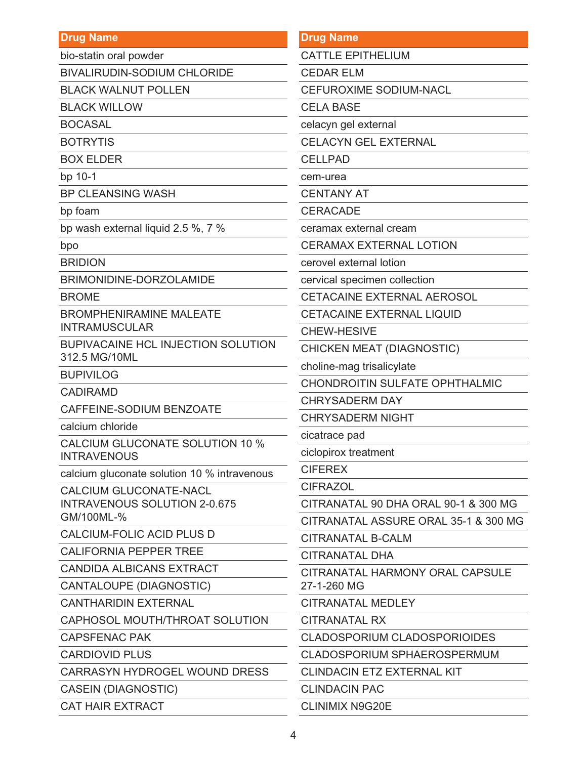| Drug Name |
|---|
| bio-statin oral powder |
| BIVALIRUDIN-SODIUM CHLORIDE |
| BLACK WALNUT POLLEN |
| BLACK WILLOW |
| BOCASAL |
| BOTRYTIS |
| BOX ELDER |
| bp 10-1 |
| BP CLEANSING WASH |
| bp foam |
| bp wash external liquid 2.5 %, 7 % |
| bpo |
| BRIDION |
| BRIMONIDINE-DORZOLAMIDE |
| BROME |
| BROMPHENIRAMINE MALEATE INTRAMUSCULAR |
| BUPIVACAINE HCL INJECTION SOLUTION 312.5 MG/10ML |
| BUPIVILOG |
| CADIRAMD |
| CAFFEINE-SODIUM BENZOATE |
| calcium chloride |
| CALCIUM GLUCONATE SOLUTION 10 % INTRAVENOUS |
| calcium gluconate solution 10 % intravenous |
| CALCIUM GLUCONATE-NACL INTRAVENOUS SOLUTION 2-0.675 GM/100ML-% |
| CALCIUM-FOLIC ACID PLUS D |
| CALIFORNIA PEPPER TREE |
| CANDIDA ALBICANS EXTRACT |
| CANTALOUPE (DIAGNOSTIC) |
| CANTHARIDIN EXTERNAL |
| CAPHOSOL MOUTH/THROAT SOLUTION |
| CAPSFENAC PAK |
| CARDIOVID PLUS |
| CARRASYN HYDROGEL WOUND DRESS |
| CASEIN (DIAGNOSTIC) |
| CAT HAIR EXTRACT |

| Drug Name |
|---|
| CATTLE EPITHELIUM |
| CEDAR ELM |
| CEFUROXIME SODIUM-NACL |
| CELA BASE |
| celacyn gel external |
| CELACYN GEL EXTERNAL |
| CELLPAD |
| cem-urea |
| CENTANY AT |
| CERACADE |
| ceramax external cream |
| CERAMAX EXTERNAL LOTION |
| cerovel external lotion |
| cervical specimen collection |
| CETACAINE EXTERNAL AEROSOL |
| CETACAINE EXTERNAL LIQUID |
| CHEW-HESIVE |
| CHICKEN MEAT (DIAGNOSTIC) |
| choline-mag trisalicylate |
| CHONDROITIN SULFATE OPHTHALMIC |
| CHRYSADERM DAY |
| CHRYSADERM NIGHT |
| cicatrace pad |
| ciclopirox treatment |
| CIFEREX |
| CIFRAZOL |
| CITRANATAL 90 DHA ORAL 90-1 & 300 MG |
| CITRANATAL ASSURE ORAL 35-1 & 300 MG |
| CITRANATAL B-CALM |
| CITRANATAL DHA |
| CITRANATAL HARMONY ORAL CAPSULE 27-1-260 MG |
| CITRANATAL MEDLEY |
| CITRANATAL RX |
| CLADOSPORIUM CLADOSPORIOIDES |
| CLADOSPORIUM SPHAEROSPERMUM |
| CLINDACIN ETZ EXTERNAL KIT |
| CLINDACIN PAC |
| CLINIMIX N9G20E |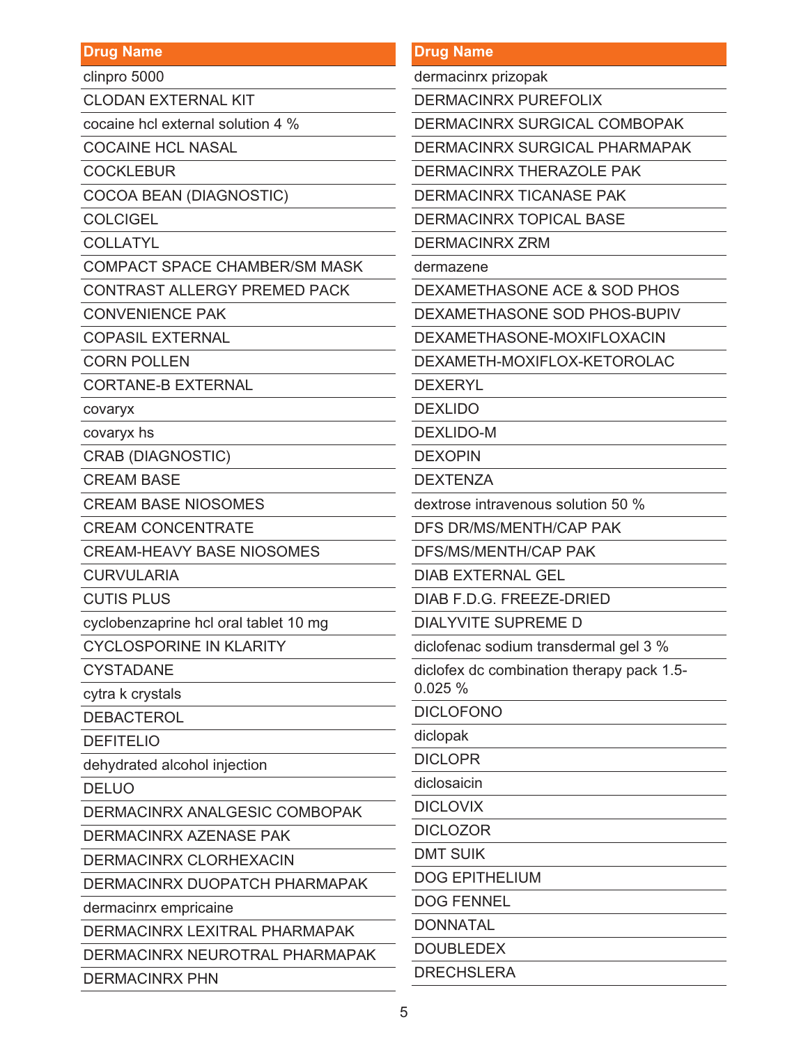| Drug Name |
| --- |
| clinpro 5000 |
| CLODAN EXTERNAL KIT |
| cocaine hcl external solution 4 % |
| COCAINE HCL NASAL |
| COCKLEBUR |
| COCOA BEAN (DIAGNOSTIC) |
| COLCIGEL |
| COLLATYL |
| COMPACT SPACE CHAMBER/SM MASK |
| CONTRAST ALLERGY PREMED PACK |
| CONVENIENCE PAK |
| COPASIL EXTERNAL |
| CORN POLLEN |
| CORTANE-B EXTERNAL |
| covaryx |
| covaryx hs |
| CRAB (DIAGNOSTIC) |
| CREAM BASE |
| CREAM BASE NIOSOMES |
| CREAM CONCENTRATE |
| CREAM-HEAVY BASE NIOSOMES |
| CURVULARIA |
| CUTIS PLUS |
| cyclobenzaprine hcl oral tablet 10 mg |
| CYCLOSPORINE IN KLARITY |
| CYSTADANE |
| cytra k crystals |
| DEBACTEROL |
| DEFITELIO |
| dehydrated alcohol injection |
| DELUO |
| DERMACINRX ANALGESIC COMBOPAK |
| DERMACINRX AZENASE PAK |
| DERMACINRX CLORHEXACIN |
| DERMACINRX DUOPATCH PHARMAPAK |
| dermacinrx empricaine |
| DERMACINRX LEXITRAL PHARMAPAK |
| DERMACINRX NEUROTRAL PHARMAPAK |
| DERMACINRX PHN |

| Drug Name |
| --- |
| dermacinrx prizopak |
| DERMACINRX PUREFOLIX |
| DERMACINRX SURGICAL COMBOPAK |
| DERMACINRX SURGICAL PHARMAPAK |
| DERMACINRX THERAZOLE PAK |
| DERMACINRX TICANASE PAK |
| DERMACINRX TOPICAL BASE |
| DERMACINRX ZRM |
| dermazene |
| DEXAMETHASONE ACE & SOD PHOS |
| DEXAMETHASONE SOD PHOS-BUPIV |
| DEXAMETHASONE-MOXIFLOXACIN |
| DEXAMETH-MOXIFLOX-KETOROLAC |
| DEXERYL |
| DEXLIDO |
| DEXLIDO-M |
| DEXOPIN |
| DEXTENZA |
| dextrose intravenous solution 50 % |
| DFS DR/MS/MENTH/CAP PAK |
| DFS/MS/MENTH/CAP PAK |
| DIAB EXTERNAL GEL |
| DIAB F.D.G. FREEZE-DRIED |
| DIALYVITE SUPREME D |
| diclofenac sodium transdermal gel 3 % |
| diclofex dc combination therapy pack 1.5-0.025 % |
| DICLOFONO |
| diclopak |
| DICLOPR |
| diclosaicin |
| DICLOVIX |
| DICLOZOR |
| DMT SUIK |
| DOG EPITHELIUM |
| DOG FENNEL |
| DONNATAL |
| DOUBLEDEX |
| DRECHSLERA |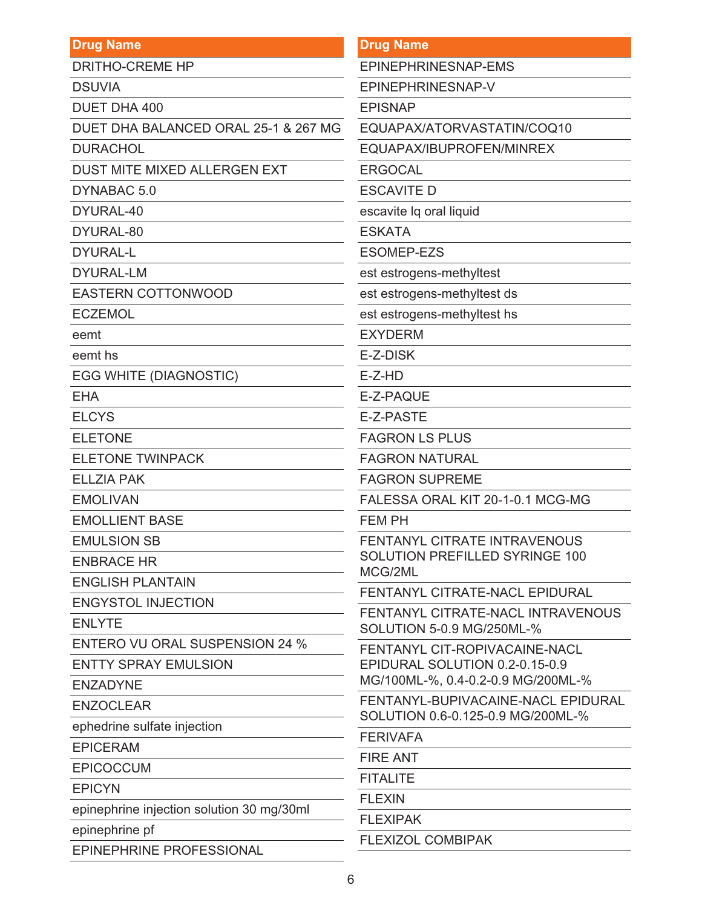| Drug Name |
| --- |
| DRITHO-CREME HP |
| DSUVIA |
| DUET DHA 400 |
| DUET DHA BALANCED ORAL 25-1 & 267 MG |
| DURACHOL |
| DUST MITE MIXED ALLERGEN EXT |
| DYNABAC 5.0 |
| DYURAL-40 |
| DYURAL-80 |
| DYURAL-L |
| DYURAL-LM |
| EASTERN COTTONWOOD |
| ECZEMOL |
| eemt |
| eemt hs |
| EGG WHITE (DIAGNOSTIC) |
| EHA |
| ELCYS |
| ELETONE |
| ELETONE TWINPACK |
| ELLZIA PAK |
| EMOLIVAN |
| EMOLLIENT BASE |
| EMULSION SB |
| ENBRACE HR |
| ENGLISH PLANTAIN |
| ENGYSTOL INJECTION |
| ENLYTE |
| ENTERO VU ORAL SUSPENSION 24 % |
| ENTTY SPRAY EMULSION |
| ENZADYNE |
| ENZOCLEAR |
| ephedrine sulfate injection |
| EPICERAM |
| EPICOCCUM |
| EPICYN |
| epinephrine injection solution 30 mg/30ml |
| epinephrine pf |
| EPINEPHRINE PROFESSIONAL |
| EPINEPHRINESNAP-EMS |
| EPINEPHRINESNAP-V |
| EPISNAP |
| EQUAPAX/ATORVASTATIN/COQ10 |
| EQUAPAX/IBUPROFEN/MINREX |
| ERGOCAL |
| ESCAVITE D |
| escavite lq oral liquid |
| ESKATA |
| ESOMEP-EZS |
| est estrogens-methyltest |
| est estrogens-methyltest ds |
| est estrogens-methyltest hs |
| EXYDERM |
| E-Z-DISK |
| E-Z-HD |
| E-Z-PAQUE |
| E-Z-PASTE |
| FAGRON LS PLUS |
| FAGRON NATURAL |
| FAGRON SUPREME |
| FALESSA ORAL KIT 20-1-0.1 MCG-MG |
| FEM PH |
| FENTANYL CITRATE INTRAVENOUS SOLUTION PREFILLED SYRINGE 100 MCG/2ML |
| FENTANYL CITRATE-NACL EPIDURAL |
| FENTANYL CITRATE-NACL INTRAVENOUS SOLUTION 5-0.9 MG/250ML-% |
| FENTANYL CIT-ROPIVACAINE-NACL EPIDURAL SOLUTION 0.2-0.15-0.9 MG/100ML-%, 0.4-0.2-0.9 MG/200ML-% |
| FENTANYL-BUPIVACAINE-NACL EPIDURAL SOLUTION 0.6-0.125-0.9 MG/200ML-% |
| FERIVAFA |
| FIRE ANT |
| FITALITE |
| FLEXIN |
| FLEXIPAK |
| FLEXIZOL COMBIPAK |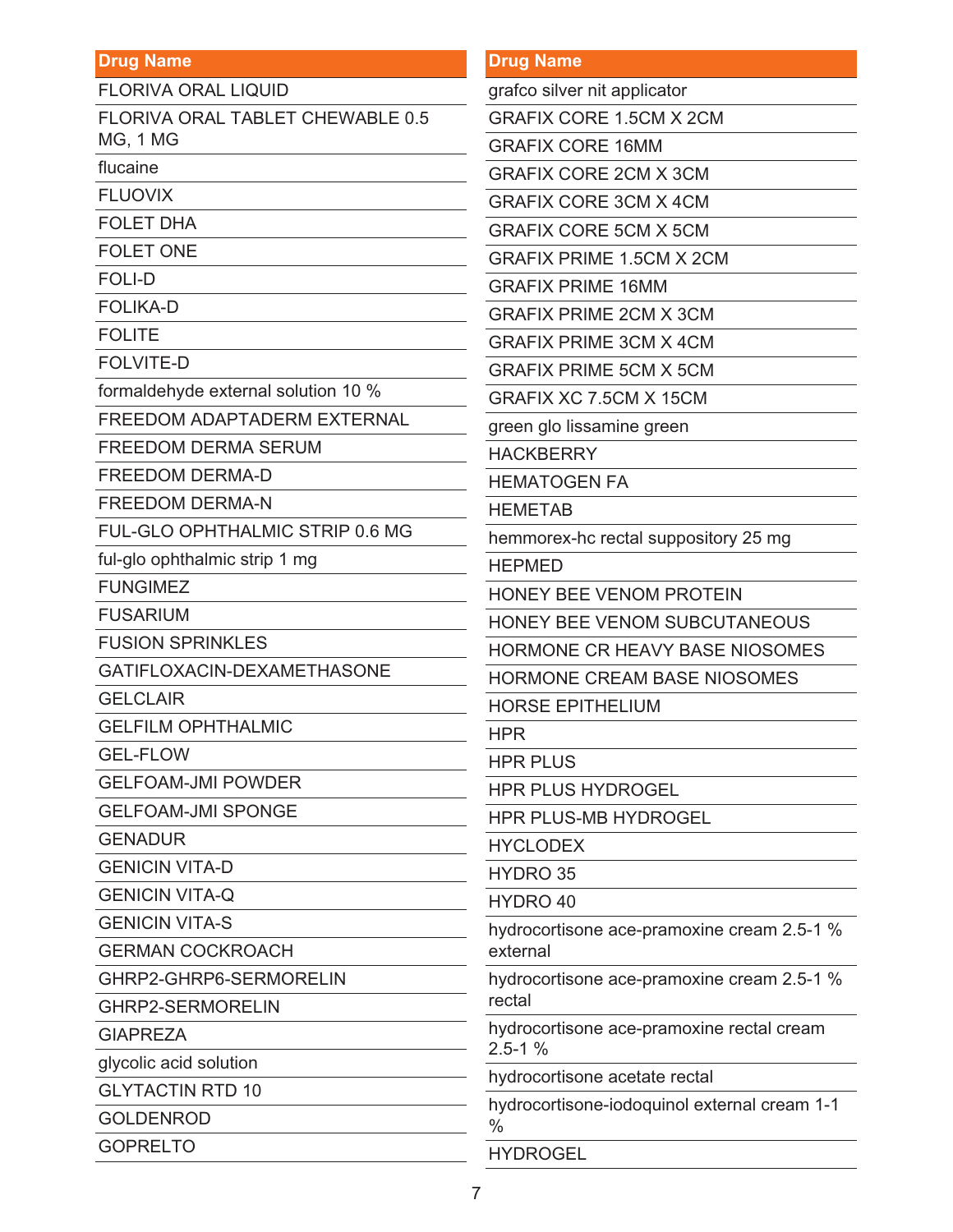| Drug Name |
|---|
| FLORIVA ORAL LIQUID |
| FLORIVA ORAL TABLET CHEWABLE 0.5 MG, 1 MG |
| flucaine |
| FLUOVIX |
| FOLET DHA |
| FOLET ONE |
| FOLI-D |
| FOLIKA-D |
| FOLITE |
| FOLVITE-D |
| formaldehyde external solution 10 % |
| FREEDOM ADAPTADERM EXTERNAL |
| FREEDOM DERMA SERUM |
| FREEDOM DERMA-D |
| FREEDOM DERMA-N |
| FUL-GLO OPHTHALMIC STRIP 0.6 MG |
| ful-glo ophthalmic strip 1 mg |
| FUNGIMEZ |
| FUSARIUM |
| FUSION SPRINKLES |
| GATIFLOXACIN-DEXAMETHASONE |
| GELCLAIR |
| GELFILM OPHTHALMIC |
| GEL-FLOW |
| GELFOAM-JMI POWDER |
| GELFOAM-JMI SPONGE |
| GENADUR |
| GENICIN VITA-D |
| GENICIN VITA-Q |
| GENICIN VITA-S |
| GERMAN COCKROACH |
| GHRP2-GHRP6-SERMORELIN |
| GHRP2-SERMORELIN |
| GIAPREZA |
| glycolic acid solution |
| GLYTACTIN RTD 10 |
| GOLDENROD |
| GOPRELTO |

| Drug Name |
|---|
| grafco silver nit applicator |
| GRAFIX CORE 1.5CM X 2CM |
| GRAFIX CORE 16MM |
| GRAFIX CORE 2CM X 3CM |
| GRAFIX CORE 3CM X 4CM |
| GRAFIX CORE 5CM X 5CM |
| GRAFIX PRIME 1.5CM X 2CM |
| GRAFIX PRIME 16MM |
| GRAFIX PRIME 2CM X 3CM |
| GRAFIX PRIME 3CM X 4CM |
| GRAFIX PRIME 5CM X 5CM |
| GRAFIX XC 7.5CM X 15CM |
| green glo lissamine green |
| HACKBERRY |
| HEMATOGEN FA |
| HEMETAB |
| hemmorex-hc rectal suppository 25 mg |
| HEPMED |
| HONEY BEE VENOM PROTEIN |
| HONEY BEE VENOM SUBCUTANEOUS |
| HORMONE CR HEAVY BASE NIOSOMES |
| HORMONE CREAM BASE NIOSOMES |
| HORSE EPITHELIUM |
| HPR |
| HPR PLUS |
| HPR PLUS HYDROGEL |
| HPR PLUS-MB HYDROGEL |
| HYCLODEX |
| HYDRO 35 |
| HYDRO 40 |
| hydrocortisone ace-pramoxine cream 2.5-1 % external |
| hydrocortisone ace-pramoxine cream 2.5-1 % rectal |
| hydrocortisone ace-pramoxine rectal cream 2.5-1 % |
| hydrocortisone acetate rectal |
| hydrocortisone-iodoquinol external cream 1-1 % |
| HYDROGEL |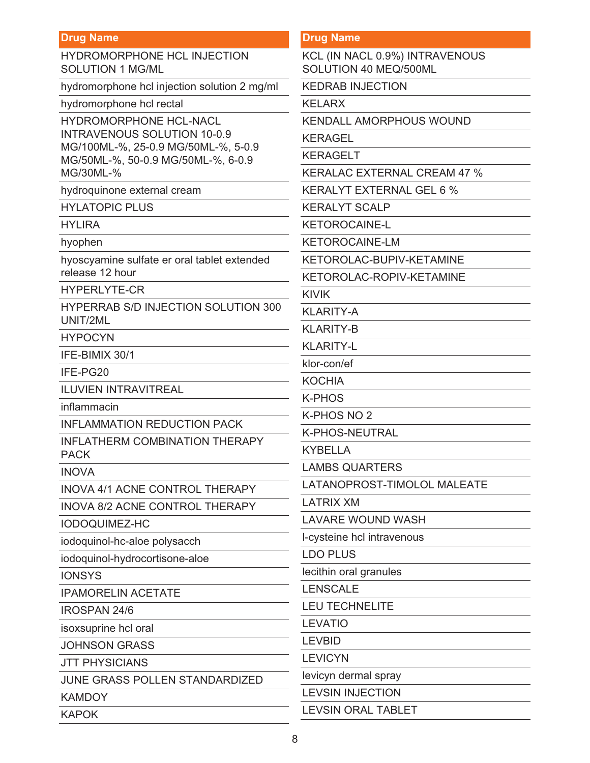| Drug Name |
| --- |
| HYDROMORPHONE HCL INJECTION SOLUTION 1 MG/ML |
| hydromorphone hcl injection solution 2 mg/ml |
| hydromorphone hcl rectal |
| HYDROMORPHONE HCL-NACL INTRAVENOUS SOLUTION 10-0.9 MG/100ML-%, 25-0.9 MG/50ML-%, 5-0.9 MG/50ML-%, 50-0.9 MG/50ML-%, 6-0.9 MG/30ML-% |
| hydroquinone external cream |
| HYLATOPIC PLUS |
| HYLIRA |
| hyophen |
| hyoscyamine sulfate er oral tablet extended release 12 hour |
| HYPERLYTE-CR |
| HYPERRAB S/D INJECTION SOLUTION 300 UNIT/2ML |
| HYPOCYN |
| IFE-BIMIX 30/1 |
| IFE-PG20 |
| ILUVIEN INTRAVITREAL |
| inflammacin |
| INFLAMMATION REDUCTION PACK |
| INFLATHERM COMBINATION THERAPY PACK |
| INOVA |
| INOVA 4/1 ACNE CONTROL THERAPY |
| INOVA 8/2 ACNE CONTROL THERAPY |
| IODOQUIMEZ-HC |
| iodoquinol-hc-aloe polysacch |
| iodoquinol-hydrocortisone-aloe |
| IONSYS |
| IPAMORELIN ACETATE |
| IROSPAN 24/6 |
| isoxsuprine hcl oral |
| JOHNSON GRASS |
| JTT PHYSICIANS |
| JUNE GRASS POLLEN STANDARDIZED |
| KAMDOY |
| KAPOK |
| KCL (IN NACL 0.9%) INTRAVENOUS SOLUTION 40 MEQ/500ML |
| KEDRAB INJECTION |
| KELARX |
| KENDALL AMORPHOUS WOUND |
| KERAGEL |
| KERAGELT |
| KERALAC EXTERNAL CREAM 47 % |
| KERALYT EXTERNAL GEL 6 % |
| KERALYT SCALP |
| KETOROCAINE-L |
| KETOROCAINE-LM |
| KETOROLAC-BUPIV-KETAMINE |
| KETOROLAC-ROPIV-KETAMINE |
| KIVIK |
| KLARITY-A |
| KLARITY-B |
| KLARITY-L |
| klor-con/ef |
| KOCHIA |
| K-PHOS |
| K-PHOS NO 2 |
| K-PHOS-NEUTRAL |
| KYBELLA |
| LAMBS QUARTERS |
| LATANOPROST-TIMOLOL MALEATE |
| LATRIX XM |
| LAVARE WOUND WASH |
| l-cysteine hcl intravenous |
| LDO PLUS |
| lecithin oral granules |
| LENSCALE |
| LEU TECHNELITE |
| LEVATIO |
| LEVBID |
| LEVICYN |
| levicyn dermal spray |
| LEVSIN INJECTION |
| LEVSIN ORAL TABLET |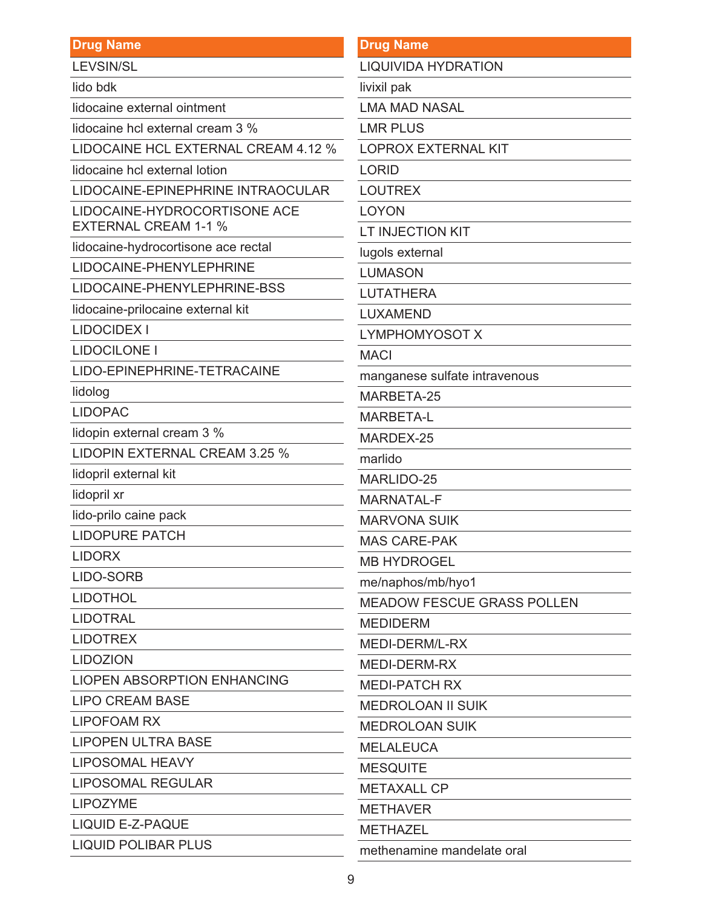| Drug Name |
| --- |
| LEVSIN/SL |
| lido bdk |
| lidocaine external ointment |
| lidocaine hcl external cream 3 % |
| LIDOCAINE HCL EXTERNAL CREAM 4.12 % |
| lidocaine hcl external lotion |
| LIDOCAINE-EPINEPHRINE INTRAOCULAR |
| LIDOCAINE-HYDROCORTISONE ACE EXTERNAL CREAM 1-1 % |
| lidocaine-hydrocortisone ace rectal |
| LIDOCAINE-PHENYLEPHRINE |
| LIDOCAINE-PHENYLEPHRINE-BSS |
| lidocaine-prilocaine external kit |
| LIDOCIDEX I |
| LIDOCILONE I |
| LIDO-EPINEPHRINE-TETRACAINE |
| lidolog |
| LIDOPAC |
| lidopin external cream 3 % |
| LIDOPIN EXTERNAL CREAM 3.25 % |
| lidopril external kit |
| lidopril xr |
| lido-prilo caine pack |
| LIDOPURE PATCH |
| LIDORX |
| LIDO-SORB |
| LIDOTHOL |
| LIDOTRAL |
| LIDOTREX |
| LIDOZION |
| LIOPEN ABSORPTION ENHANCING |
| LIPO CREAM BASE |
| LIPOFOAM RX |
| LIPOPEN ULTRA BASE |
| LIPOSOMAL HEAVY |
| LIPOSOMAL REGULAR |
| LIPOZYME |
| LIQUID E-Z-PAQUE |
| LIQUID POLIBAR PLUS |

| Drug Name |
| --- |
| LIQUIVIDA HYDRATION |
| livixil pak |
| LMA MAD NASAL |
| LMR PLUS |
| LOPROX EXTERNAL KIT |
| LORID |
| LOUTREX |
| LOYON |
| LT INJECTION KIT |
| lugols external |
| LUMASON |
| LUTATHERA |
| LUXAMEND |
| LYMPHOMYOSOT X |
| MACI |
| manganese sulfate intravenous |
| MARBETA-25 |
| MARBETA-L |
| MARDEX-25 |
| marlido |
| MARLIDO-25 |
| MARNATAL-F |
| MARVONA SUIK |
| MAS CARE-PAK |
| MB HYDROGEL |
| me/naphos/mb/hyo1 |
| MEADOW FESCUE GRASS POLLEN |
| MEDIDERM |
| MEDI-DERM/L-RX |
| MEDI-DERM-RX |
| MEDI-PATCH RX |
| MEDROLOAN II SUIK |
| MEDROLOAN SUIK |
| MELALEUCA |
| MESQUITE |
| METAXALL CP |
| METHAVER |
| METHAZEL |
| methenamine mandelate oral |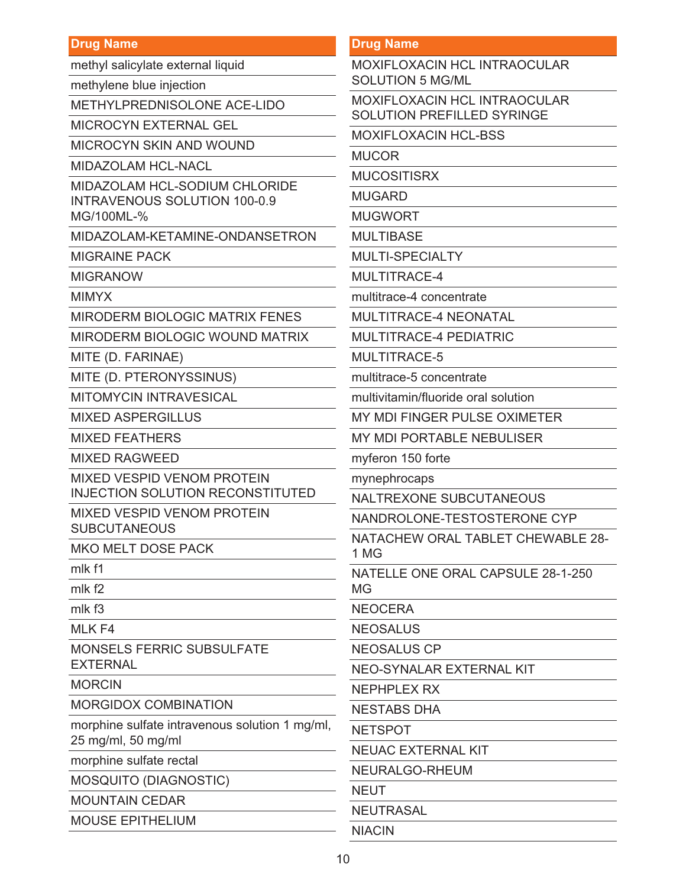| Drug Name |
| --- |
| methyl salicylate external liquid |
| methylene blue injection |
| METHYLPREDNISOLONE ACE-LIDO |
| MICROCYN EXTERNAL GEL |
| MICROCYN SKIN AND WOUND |
| MIDAZOLAM HCL-NACL |
| MIDAZOLAM HCL-SODIUM CHLORIDE INTRAVENOUS SOLUTION 100-0.9 MG/100ML-% |
| MIDAZOLAM-KETAMINE-ONDANSETRON |
| MIGRAINE PACK |
| MIGRANOW |
| MIMYX |
| MIRODERM BIOLOGIC MATRIX FENES |
| MIRODERM BIOLOGIC WOUND MATRIX |
| MITE (D. FARINAE) |
| MITE (D. PTERONYSSINUS) |
| MITOMYCIN INTRAVESICAL |
| MIXED ASPERGILLUS |
| MIXED FEATHERS |
| MIXED RAGWEED |
| MIXED VESPID VENOM PROTEIN INJECTION SOLUTION RECONSTITUTED |
| MIXED VESPID VENOM PROTEIN SUBCUTANEOUS |
| MKO MELT DOSE PACK |
| mlk f1 |
| mlk f2 |
| mlk f3 |
| MLK F4 |
| MONSELS FERRIC SUBSULFATE EXTERNAL |
| MORCIN |
| MORGIDOX COMBINATION |
| morphine sulfate intravenous solution 1 mg/ml, 25 mg/ml, 50 mg/ml |
| morphine sulfate rectal |
| MOSQUITO (DIAGNOSTIC) |
| MOUNTAIN CEDAR |
| MOUSE EPITHELIUM |
| MOXIFLOXACIN HCL INTRAOCULAR SOLUTION 5 MG/ML |
| MOXIFLOXACIN HCL INTRAOCULAR SOLUTION PREFILLED SYRINGE |
| MOXIFLOXACIN HCL-BSS |
| MUCOR |
| MUCOSITISRX |
| MUGARD |
| MUGWORT |
| MULTIBASE |
| MULTI-SPECIALTY |
| MULTITRACE-4 |
| multitrace-4 concentrate |
| MULTITRACE-4 NEONATAL |
| MULTITRACE-4 PEDIATRIC |
| MULTITRACE-5 |
| multitrace-5 concentrate |
| multivitamin/fluoride oral solution |
| MY MDI FINGER PULSE OXIMETER |
| MY MDI PORTABLE NEBULISER |
| myferon 150 forte |
| mynephrocaps |
| NALTREXONE SUBCUTANEOUS |
| NANDROLONE-TESTOSTERONE CYP |
| NATACHEW ORAL TABLET CHEWABLE 28-1 MG |
| NATELLE ONE ORAL CAPSULE 28-1-250 MG |
| NEOCERA |
| NEOSALUS |
| NEOSALUS CP |
| NEO-SYNALAR EXTERNAL KIT |
| NEPHPLEX RX |
| NESTABS DHA |
| NETSPOT |
| NEUAC EXTERNAL KIT |
| NEURALGO-RHEUM |
| NEUT |
| NEUTRASAL |
| NIACIN |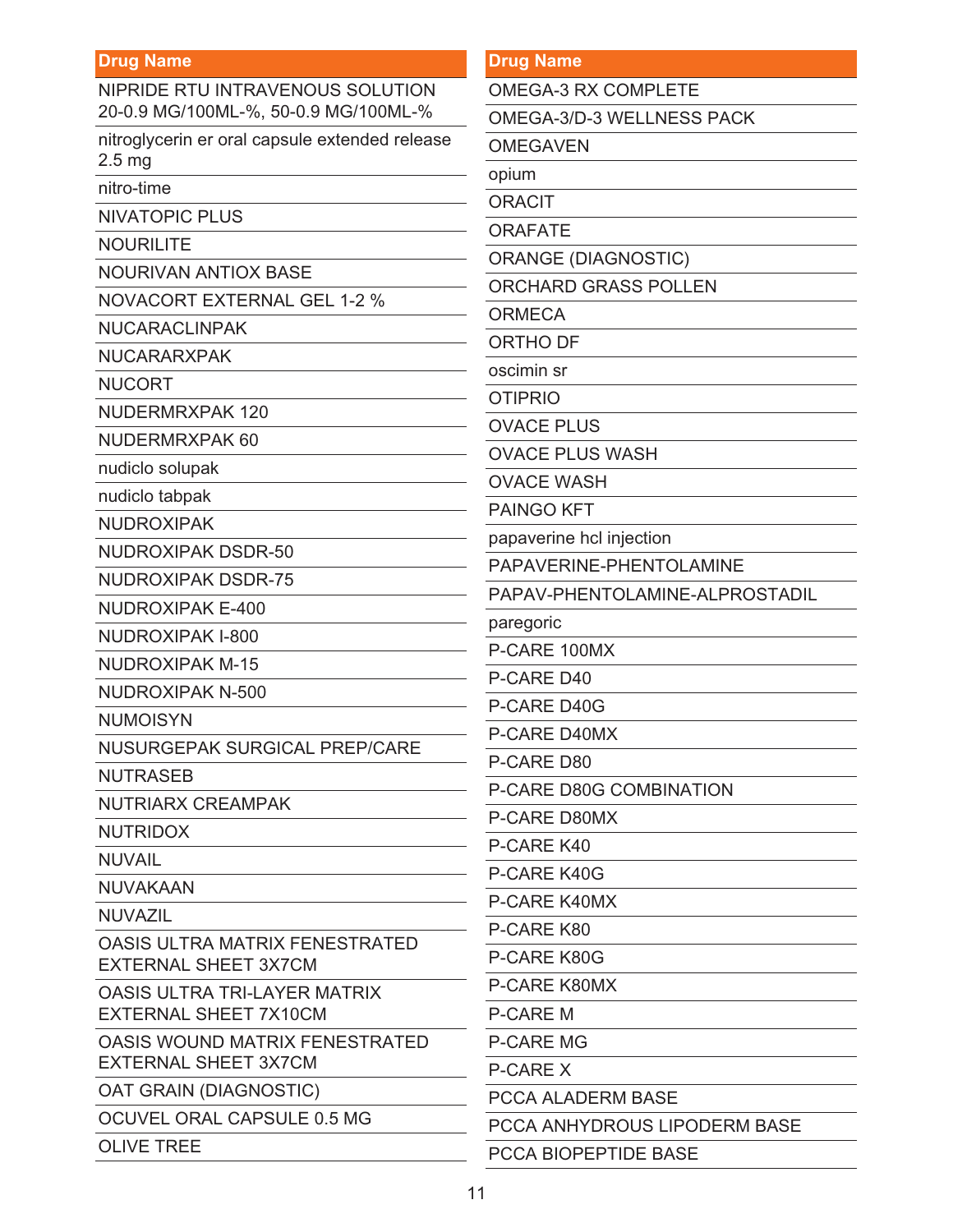| Drug Name |
|---|
| NIPRIDE RTU INTRAVENOUS SOLUTION 20-0.9 MG/100ML-%, 50-0.9 MG/100ML-% |
| nitroglycerin er oral capsule extended release 2.5 mg |
| nitro-time |
| NIVATOPIC PLUS |
| NOURILITE |
| NOURIVAN ANTIOX BASE |
| NOVACORT EXTERNAL GEL 1-2 % |
| NUCARACLINPAK |
| NUCARARXPAK |
| NUCORT |
| NUDERMRXPAK 120 |
| NUDERMRXPAK 60 |
| nudiclo solupak |
| nudiclo tabpak |
| NUDROXIPAK |
| NUDROXIPAK DSDR-50 |
| NUDROXIPAK DSDR-75 |
| NUDROXIPAK E-400 |
| NUDROXIPAK I-800 |
| NUDROXIPAK M-15 |
| NUDROXIPAK N-500 |
| NUMOISYN |
| NUSURGEPAK SURGICAL PREP/CARE |
| NUTRASEB |
| NUTRIARX CREAMPAK |
| NUTRIDOX |
| NUVAIL |
| NUVAKAAN |
| NUVAZIL |
| OASIS ULTRA MATRIX FENESTRATED EXTERNAL SHEET 3X7CM |
| OASIS ULTRA TRI-LAYER MATRIX EXTERNAL SHEET 7X10CM |
| OASIS WOUND MATRIX FENESTRATED EXTERNAL SHEET 3X7CM |
| OAT GRAIN (DIAGNOSTIC) |
| OCUVEL ORAL CAPSULE 0.5 MG |
| OLIVE TREE |
| OMEGA-3 RX COMPLETE |
| OMEGA-3/D-3 WELLNESS PACK |
| OMEGAVEN |
| opium |
| ORACIT |
| ORAFATE |
| ORANGE (DIAGNOSTIC) |
| ORCHARD GRASS POLLEN |
| ORMECA |
| ORTHO DF |
| oscimin sr |
| OTIPRIO |
| OVACE PLUS |
| OVACE PLUS WASH |
| OVACE WASH |
| PAINGO KFT |
| papaverine hcl injection |
| PAPAVERINE-PHENTOLAMINE |
| PAPAV-PHENTOLAMINE-ALPROSTADIL |
| paregoric |
| P-CARE 100MX |
| P-CARE D40 |
| P-CARE D40G |
| P-CARE D40MX |
| P-CARE D80 |
| P-CARE D80G COMBINATION |
| P-CARE D80MX |
| P-CARE K40 |
| P-CARE K40G |
| P-CARE K40MX |
| P-CARE K80 |
| P-CARE K80G |
| P-CARE K80MX |
| P-CARE M |
| P-CARE MG |
| P-CARE X |
| PCCA ALADERM BASE |
| PCCA ANHYDROUS LIPODERM BASE |
| PCCA BIOPEPTIDE BASE |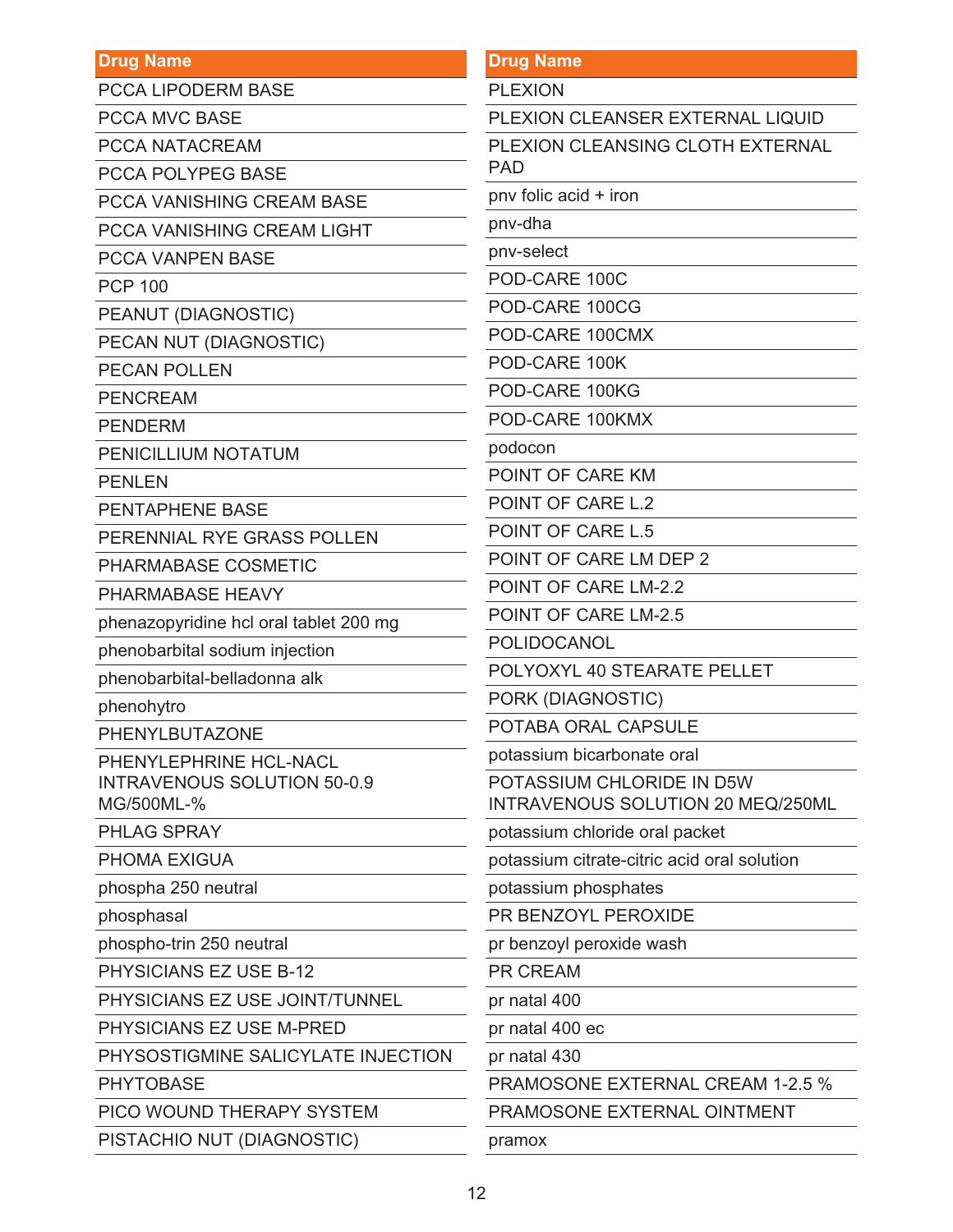| Drug Name |
| --- |
| PCCA LIPODERM BASE |
| PCCA MVC BASE |
| PCCA NATACREAM |
| PCCA POLYPEG BASE |
| PCCA VANISHING CREAM BASE |
| PCCA VANISHING CREAM LIGHT |
| PCCA VANPEN BASE |
| PCP 100 |
| PEANUT (DIAGNOSTIC) |
| PECAN NUT (DIAGNOSTIC) |
| PECAN POLLEN |
| PENCREAM |
| PENDERM |
| PENICILLIUM NOTATUM |
| PENLEN |
| PENTAPHENE BASE |
| PERENNIAL RYE GRASS POLLEN |
| PHARMABASE COSMETIC |
| PHARMABASE HEAVY |
| phenazopyridine hcl oral tablet 200 mg |
| phenobarbital sodium injection |
| phenobarbital-belladonna alk |
| phenohytro |
| PHENYLBUTAZONE |
| PHENYLEPHRINE HCL-NACL INTRAVENOUS SOLUTION 50-0.9 MG/500ML-% |
| PHLAG SPRAY |
| PHOMA EXIGUA |
| phospha 250 neutral |
| phosphasal |
| phospho-trin 250 neutral |
| PHYSICIANS EZ USE B-12 |
| PHYSICIANS EZ USE JOINT/TUNNEL |
| PHYSICIANS EZ USE M-PRED |
| PHYSOSTIGMINE SALICYLATE INJECTION |
| PHYTOBASE |
| PICO WOUND THERAPY SYSTEM |
| PISTACHIO NUT (DIAGNOSTIC) |
| PLEXION |
| PLEXION CLEANSER EXTERNAL LIQUID |
| PLEXION CLEANSING CLOTH EXTERNAL PAD |
| pnv folic acid + iron |
| pnv-dha |
| pnv-select |
| POD-CARE 100C |
| POD-CARE 100CG |
| POD-CARE 100CMX |
| POD-CARE 100K |
| POD-CARE 100KG |
| POD-CARE 100KMX |
| podocon |
| POINT OF CARE KM |
| POINT OF CARE L.2 |
| POINT OF CARE L.5 |
| POINT OF CARE LM DEP 2 |
| POINT OF CARE LM-2.2 |
| POINT OF CARE LM-2.5 |
| POLIDOCANOL |
| POLYOXYL 40 STEARATE PELLET |
| PORK (DIAGNOSTIC) |
| POTABA ORAL CAPSULE |
| potassium bicarbonate oral |
| POTASSIUM CHLORIDE IN D5W INTRAVENOUS SOLUTION 20 MEQ/250ML |
| potassium chloride oral packet |
| potassium citrate-citric acid oral solution |
| potassium phosphates |
| PR BENZOYL PEROXIDE |
| pr benzoyl peroxide wash |
| PR CREAM |
| pr natal 400 |
| pr natal 400 ec |
| pr natal 430 |
| PRAMOSONE EXTERNAL CREAM 1-2.5 % |
| PRAMOSONE EXTERNAL OINTMENT |
| pramox |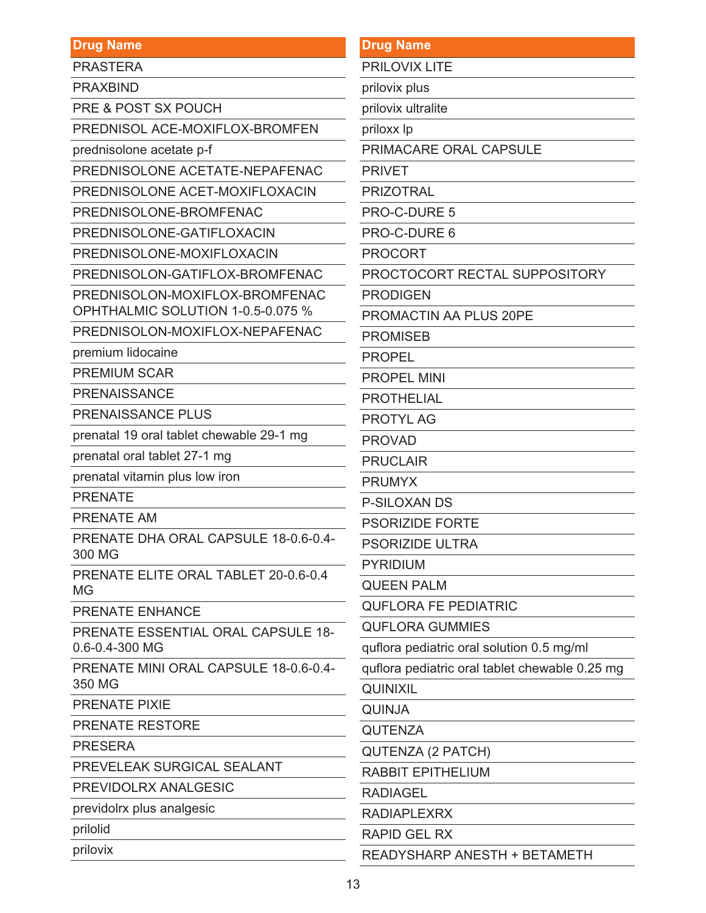| Drug Name |
|---|
| PRASTERA |
| PRAXBIND |
| PRE & POST SX POUCH |
| PREDNISOL ACE-MOXIFLOX-BROMFEN |
| prednisolone acetate p-f |
| PREDNISOLONE ACETATE-NEPAFENAC |
| PREDNISOLONE ACET-MOXIFLOXACIN |
| PREDNISOLONE-BROMFENAC |
| PREDNISOLONE-GATIFLOXACIN |
| PREDNISOLONE-MOXIFLOXACIN |
| PREDNISOLON-GATIFLOX-BROMFENAC |
| PREDNISOLON-MOXIFLOX-BROMFENAC OPHTHALMIC SOLUTION 1-0.5-0.075 % |
| PREDNISOLON-MOXIFLOX-NEPAFENAC |
| premium lidocaine |
| PREMIUM SCAR |
| PRENAISSANCE |
| PRENAISSANCE PLUS |
| prenatal 19 oral tablet chewable 29-1 mg |
| prenatal oral tablet 27-1 mg |
| prenatal vitamin plus low iron |
| PRENATE |
| PRENATE AM |
| PRENATE DHA ORAL CAPSULE 18-0.6-0.4-300 MG |
| PRENATE ELITE ORAL TABLET 20-0.6-0.4 MG |
| PRENATE ENHANCE |
| PRENATE ESSENTIAL ORAL CAPSULE 18-0.6-0.4-300 MG |
| PRENATE MINI ORAL CAPSULE 18-0.6-0.4-350 MG |
| PRENATE PIXIE |
| PRENATE RESTORE |
| PRESERA |
| PREVELEAK SURGICAL SEALANT |
| PREVIDOLRX ANALGESIC |
| previdolrx plus analgesic |
| prilolid |
| prilovix |

| Drug Name |
|---|
| PRILOVIX LITE |
| prilovix plus |
| prilovix ultralite |
| priloxx lp |
| PRIMACARE ORAL CAPSULE |
| PRIVET |
| PRIZOTRAL |
| PRO-C-DURE 5 |
| PRO-C-DURE 6 |
| PROCORT |
| PROCTOCORT RECTAL SUPPOSITORY |
| PRODIGEN |
| PROMACTIN AA PLUS 20PE |
| PROMISEB |
| PROPEL |
| PROPEL MINI |
| PROTHELIAL |
| PROTYL AG |
| PROVAD |
| PRUCLAIR |
| PRUMYX |
| P-SILOXAN DS |
| PSORIZIDE FORTE |
| PSORIZIDE ULTRA |
| PYRIDIUM |
| QUEEN PALM |
| QUFLORA FE PEDIATRIC |
| QUFLORA GUMMIES |
| quflora pediatric oral solution 0.5 mg/ml |
| quflora pediatric oral tablet chewable 0.25 mg |
| QUINIXIL |
| QUINJA |
| QUTENZA |
| QUTENZA (2 PATCH) |
| RABBIT EPITHELIUM |
| RADIAGEL |
| RADIAPLEXRX |
| RAPID GEL RX |
| READYSHARP ANESTH + BETAMETH |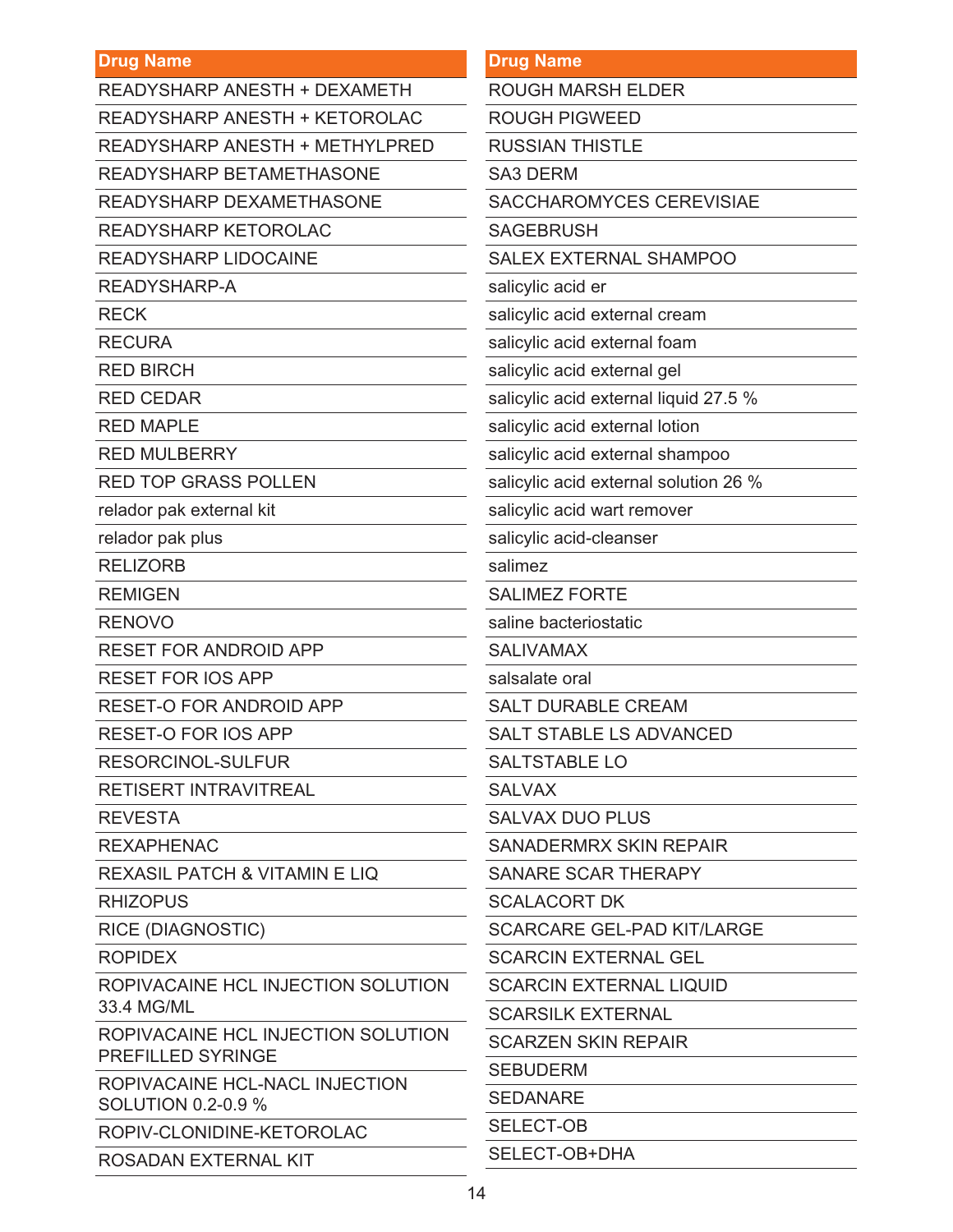| Drug Name |
| --- |
| READYSHARP ANESTH + DEXAMETH |
| READYSHARP ANESTH + KETOROLAC |
| READYSHARP ANESTH + METHYLPRED |
| READYSHARP BETAMETHASONE |
| READYSHARP DEXAMETHASONE |
| READYSHARP KETOROLAC |
| READYSHARP LIDOCAINE |
| READYSHARP-A |
| RECK |
| RECURA |
| RED BIRCH |
| RED CEDAR |
| RED MAPLE |
| RED MULBERRY |
| RED TOP GRASS POLLEN |
| relador pak external kit |
| relador pak plus |
| RELIZORB |
| REMIGEN |
| RENOVO |
| RESET FOR ANDROID APP |
| RESET FOR IOS APP |
| RESET-O FOR ANDROID APP |
| RESET-O FOR IOS APP |
| RESORCINOL-SULFUR |
| RETISERT INTRAVITREAL |
| REVESTA |
| REXAPHENAC |
| REXASIL PATCH & VITAMIN E LIQ |
| RHIZOPUS |
| RICE (DIAGNOSTIC) |
| ROPIDEX |
| ROPIVACAINE HCL INJECTION SOLUTION 33.4 MG/ML |
| ROPIVACAINE HCL INJECTION SOLUTION PREFILLED SYRINGE |
| ROPIVACAINE HCL-NACL INJECTION SOLUTION 0.2-0.9 % |
| ROPIV-CLONIDINE-KETOROLAC |
| ROSADAN EXTERNAL KIT |

| Drug Name |
| --- |
| ROUGH MARSH ELDER |
| ROUGH PIGWEED |
| RUSSIAN THISTLE |
| SA3 DERM |
| SACCHAROMYCES CEREVISIAE |
| SAGEBRUSH |
| SALEX EXTERNAL SHAMPOO |
| salicylic acid er |
| salicylic acid external cream |
| salicylic acid external foam |
| salicylic acid external gel |
| salicylic acid external liquid 27.5 % |
| salicylic acid external lotion |
| salicylic acid external shampoo |
| salicylic acid external solution 26 % |
| salicylic acid wart remover |
| salicylic acid-cleanser |
| salimez |
| SALIMEZ FORTE |
| saline bacteriostatic |
| SALIVAMAX |
| salsalate oral |
| SALT DURABLE CREAM |
| SALT STABLE LS ADVANCED |
| SALTSTABLE LO |
| SALVAX |
| SALVAX DUO PLUS |
| SANADERMRX SKIN REPAIR |
| SANARE SCAR THERAPY |
| SCALACORT DK |
| SCARCARE GEL-PAD KIT/LARGE |
| SCARCIN EXTERNAL GEL |
| SCARCIN EXTERNAL LIQUID |
| SCARSILK EXTERNAL |
| SCARZEN SKIN REPAIR |
| SEBUDERM |
| SEDANARE |
| SELECT-OB |
| SELECT-OB+DHA |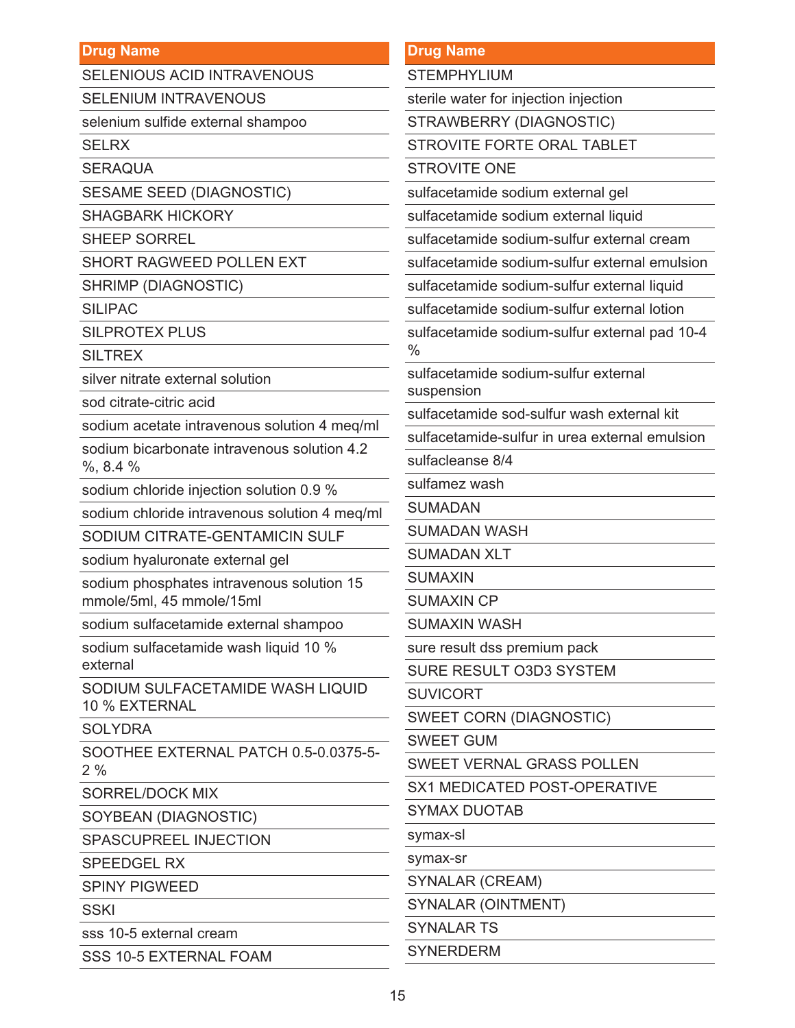| Drug Name |
| --- |
| SELENIOUS ACID INTRAVENOUS |
| SELENIUM INTRAVENOUS |
| selenium sulfide external shampoo |
| SELRX |
| SERAQUA |
| SESAME SEED (DIAGNOSTIC) |
| SHAGBARK HICKORY |
| SHEEP SORREL |
| SHORT RAGWEED POLLEN EXT |
| SHRIMP (DIAGNOSTIC) |
| SILIPAC |
| SILPROTEX PLUS |
| SILTREX |
| silver nitrate external solution |
| sod citrate-citric acid |
| sodium acetate intravenous solution 4 meq/ml |
| sodium bicarbonate intravenous solution 4.2 %, 8.4 % |
| sodium chloride injection solution 0.9 % |
| sodium chloride intravenous solution 4 meq/ml |
| SODIUM CITRATE-GENTAMICIN SULF |
| sodium hyaluronate external gel |
| sodium phosphates intravenous solution 15 mmole/5ml, 45 mmole/15ml |
| sodium sulfacetamide external shampoo |
| sodium sulfacetamide wash liquid 10 % external |
| SODIUM SULFACETAMIDE WASH LIQUID 10 % EXTERNAL |
| SOLYDRA |
| SOOTHEE EXTERNAL PATCH 0.5-0.0375-5-2 % |
| SORREL/DOCK MIX |
| SOYBEAN (DIAGNOSTIC) |
| SPASCUPREEL INJECTION |
| SPEEDGEL RX |
| SPINY PIGWEED |
| SSKI |
| sss 10-5 external cream |
| SSS 10-5 EXTERNAL FOAM |

| Drug Name |
| --- |
| STEMPHYLIUM |
| sterile water for injection injection |
| STRAWBERRY (DIAGNOSTIC) |
| STROVITE FORTE ORAL TABLET |
| STROVITE ONE |
| sulfacetamide sodium external gel |
| sulfacetamide sodium external liquid |
| sulfacetamide sodium-sulfur external cream |
| sulfacetamide sodium-sulfur external emulsion |
| sulfacetamide sodium-sulfur external liquid |
| sulfacetamide sodium-sulfur external lotion |
| sulfacetamide sodium-sulfur external pad 10-4 % |
| sulfacetamide sodium-sulfur external suspension |
| sulfacetamide sod-sulfur wash external kit |
| sulfacetamide-sulfur in urea external emulsion |
| sulfacleanse 8/4 |
| sulfamez wash |
| SUMADAN |
| SUMADAN WASH |
| SUMADAN XLT |
| SUMAXIN |
| SUMAXIN CP |
| SUMAXIN WASH |
| sure result dss premium pack |
| SURE RESULT O3D3 SYSTEM |
| SUVICORT |
| SWEET CORN (DIAGNOSTIC) |
| SWEET GUM |
| SWEET VERNAL GRASS POLLEN |
| SX1 MEDICATED POST-OPERATIVE |
| SYMAX DUOTAB |
| symax-sl |
| symax-sr |
| SYNALAR (CREAM) |
| SYNALAR (OINTMENT) |
| SYNALAR TS |
| SYNERDERM |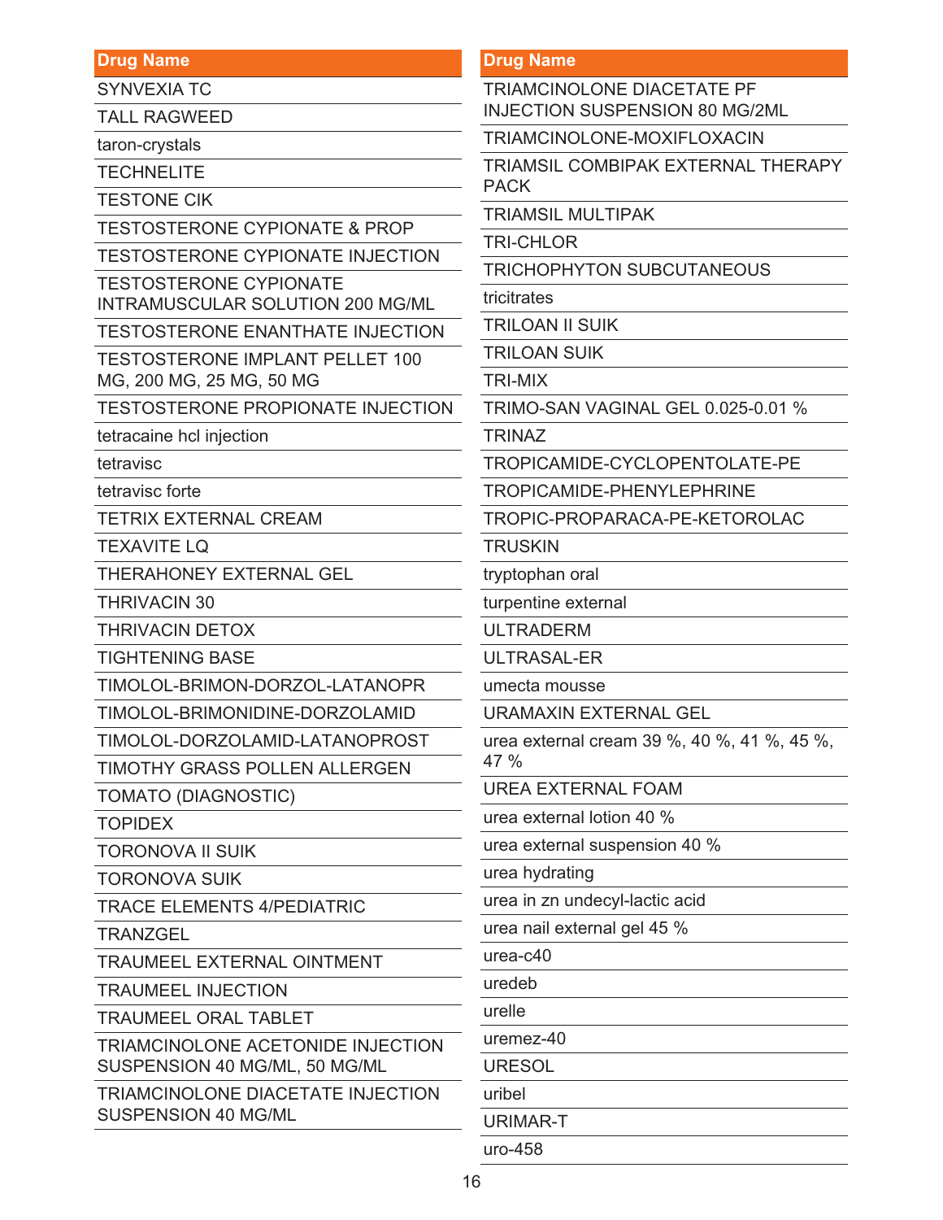| Drug Name |
| --- |
| SYNVEXIA TC |
| TALL RAGWEED |
| taron-crystals |
| TECHNELITE |
| TESTONE CIK |
| TESTOSTERONE CYPIONATE & PROP |
| TESTOSTERONE CYPIONATE INJECTION |
| TESTOSTERONE CYPIONATE INTRAMUSCULAR SOLUTION 200 MG/ML |
| TESTOSTERONE ENANTHATE INJECTION |
| TESTOSTERONE IMPLANT PELLET 100 MG, 200 MG, 25 MG, 50 MG |
| TESTOSTERONE PROPIONATE INJECTION |
| tetracaine hcl injection |
| tetravisc |
| tetravisc forte |
| TETRIX EXTERNAL CREAM |
| TEXAVITE LQ |
| THERAHONEY EXTERNAL GEL |
| THRIVACIN 30 |
| THRIVACIN DETOX |
| TIGHTENING BASE |
| TIMOLOL-BRIMON-DORZOL-LATANOPR |
| TIMOLOL-BRIMONIDINE-DORZOLAMID |
| TIMOLOL-DORZOLAMID-LATANOPROST |
| TIMOTHY GRASS POLLEN ALLERGEN |
| TOMATO (DIAGNOSTIC) |
| TOPIDEX |
| TORONOVA II SUIK |
| TORONOVA SUIK |
| TRACE ELEMENTS 4/PEDIATRIC |
| TRANZGEL |
| TRAUMEEL EXTERNAL OINTMENT |
| TRAUMEEL INJECTION |
| TRAUMEEL ORAL TABLET |
| TRIAMCINOLONE ACETONIDE INJECTION SUSPENSION 40 MG/ML, 50 MG/ML |
| TRIAMCINOLONE DIACETATE INJECTION SUSPENSION 40 MG/ML |
| TRIAMCINOLONE DIACETATE PF INJECTION SUSPENSION 80 MG/2ML |
| TRIAMCINOLONE-MOXIFLOXACIN |
| TRIAMSIL COMBIPAK EXTERNAL THERAPY PACK |
| TRIAMSIL MULTIPAK |
| TRI-CHLOR |
| TRICHOPHYTON SUBCUTANEOUS |
| tricitrates |
| TRILOAN II SUIK |
| TRILOAN SUIK |
| TRI-MIX |
| TRIMO-SAN VAGINAL GEL 0.025-0.01 % |
| TRINAZ |
| TROPICAMIDE-CYCLOPENTOLATE-PE |
| TROPICAMIDE-PHENYLEPHRINE |
| TROPIC-PROPARACA-PE-KETOROLAC |
| TRUSKIN |
| tryptophan oral |
| turpentine external |
| ULTRADERM |
| ULTRASAL-ER |
| umecta mousse |
| URAMAXIN EXTERNAL GEL |
| urea external cream 39 %, 40 %, 41 %, 45 %, 47 % |
| UREA EXTERNAL FOAM |
| urea external lotion 40 % |
| urea external suspension 40 % |
| urea hydrating |
| urea in zn undecyl-lactic acid |
| urea nail external gel 45 % |
| urea-c40 |
| uredeb |
| urelle |
| uremez-40 |
| URESOL |
| uribel |
| URIMAR-T |
| uro-458 |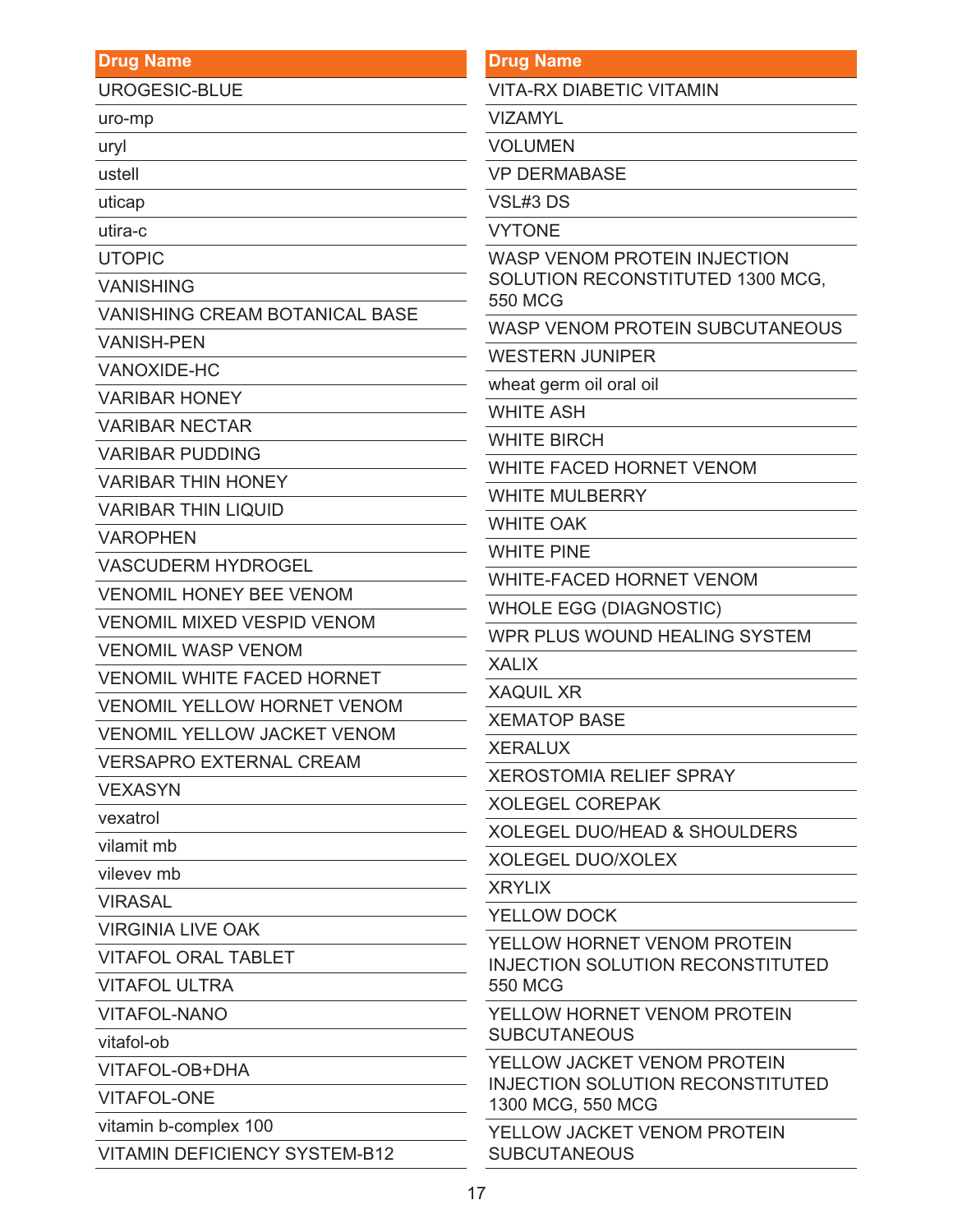| Drug Name |
| --- |
| UROGESIC-BLUE |
| uro-mp |
| uryl |
| ustell |
| uticap |
| utira-c |
| UTOPIC |
| VANISHING |
| VANISHING CREAM BOTANICAL BASE |
| VANISH-PEN |
| VANOXIDE-HC |
| VARIBAR HONEY |
| VARIBAR NECTAR |
| VARIBAR PUDDING |
| VARIBAR THIN HONEY |
| VARIBAR THIN LIQUID |
| VAROPHEN |
| VASCUDERM HYDROGEL |
| VENOMIL HONEY BEE VENOM |
| VENOMIL MIXED VESPID VENOM |
| VENOMIL WASP VENOM |
| VENOMIL WHITE FACED HORNET |
| VENOMIL YELLOW HORNET VENOM |
| VENOMIL YELLOW JACKET VENOM |
| VERSAPRO EXTERNAL CREAM |
| VEXASYN |
| vexatrol |
| vilamit mb |
| vilevev mb |
| VIRASAL |
| VIRGINIA LIVE OAK |
| VITAFOL ORAL TABLET |
| VITAFOL ULTRA |
| VITAFOL-NANO |
| vitafol-ob |
| VITAFOL-OB+DHA |
| VITAFOL-ONE |
| vitamin b-complex 100 |
| VITAMIN DEFICIENCY SYSTEM-B12 |

| Drug Name |
| --- |
| VITA-RX DIABETIC VITAMIN |
| VIZAMYL |
| VOLUMEN |
| VP DERMABASE |
| VSL#3 DS |
| VYTONE |
| WASP VENOM PROTEIN INJECTION SOLUTION RECONSTITUTED 1300 MCG, 550 MCG |
| WASP VENOM PROTEIN SUBCUTANEOUS |
| WESTERN JUNIPER |
| wheat germ oil oral oil |
| WHITE ASH |
| WHITE BIRCH |
| WHITE FACED HORNET VENOM |
| WHITE MULBERRY |
| WHITE OAK |
| WHITE PINE |
| WHITE-FACED HORNET VENOM |
| WHOLE EGG (DIAGNOSTIC) |
| WPR PLUS WOUND HEALING SYSTEM |
| XALIX |
| XAQUIL XR |
| XEMATOP BASE |
| XERALUX |
| XEROSTOMIA RELIEF SPRAY |
| XOLEGEL COREPAK |
| XOLEGEL DUO/HEAD & SHOULDERS |
| XOLEGEL DUO/XOLEX |
| XRYLIX |
| YELLOW DOCK |
| YELLOW HORNET VENOM PROTEIN INJECTION SOLUTION RECONSTITUTED 550 MCG |
| YELLOW HORNET VENOM PROTEIN SUBCUTANEOUS |
| YELLOW JACKET VENOM PROTEIN INJECTION SOLUTION RECONSTITUTED 1300 MCG, 550 MCG |
| YELLOW JACKET VENOM PROTEIN SUBCUTANEOUS |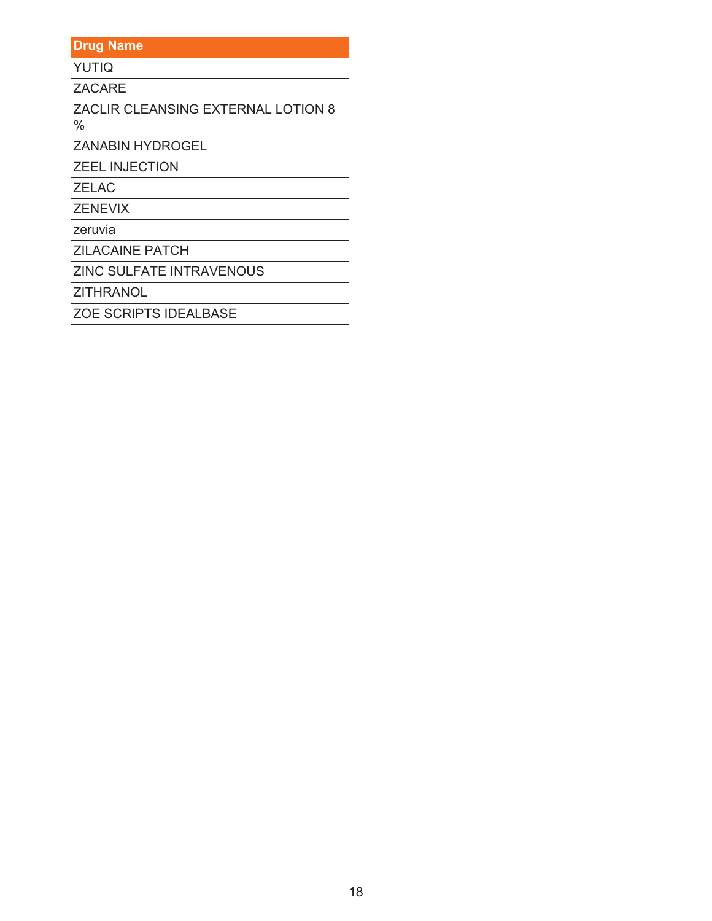| Drug Name |
| --- |
| YUTIQ |
| ZACARE |
| ZACLIR CLEANSING EXTERNAL LOTION 8 % |
| ZANABIN HYDROGEL |
| ZEEL INJECTION |
| ZELAC |
| ZENEVIX |
| zeruvia |
| ZILACAINE PATCH |
| ZINC SULFATE INTRAVENOUS |
| ZITHRANOL |
| ZOE SCRIPTS IDEALBASE |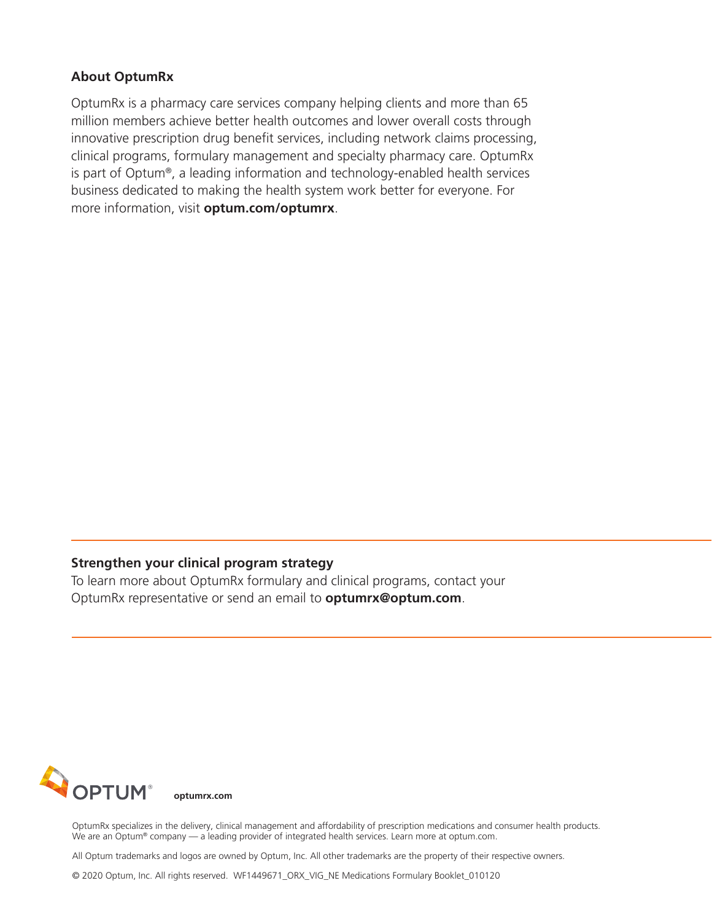## About OptumRx

OptumRx is a pharmacy care services company helping clients and more than 65 million members achieve better health outcomes and lower overall costs through innovative prescription drug benefit services, including network claims processing, clinical programs, formulary management and specialty pharmacy care. OptumRx is part of Optum®, a leading information and technology-enabled health services business dedicated to making the health system work better for everyone. For more information, visit **optum.com/optumrx**.

---

**Strengthen your clinical program strategy**

To learn more about OptumRx formulary and clinical programs, contact your OptumRx representative or send an email to **optumrx@optum.com**.

---

OPTUM®

**optumrx.com**

OptumRx specializes in the delivery, clinical management and affordability of prescription medications and consumer health products. We are an Optum® company — a leading provider of integrated health services. Learn more at optum.com.

All Optum trademarks and logos are owned by Optum, Inc. All other trademarks are the property of their respective owners.

© 2020 Optum, Inc. All rights reserved. WF1449671_ORX_VIG_NE Medications Formulary Booklet_010120